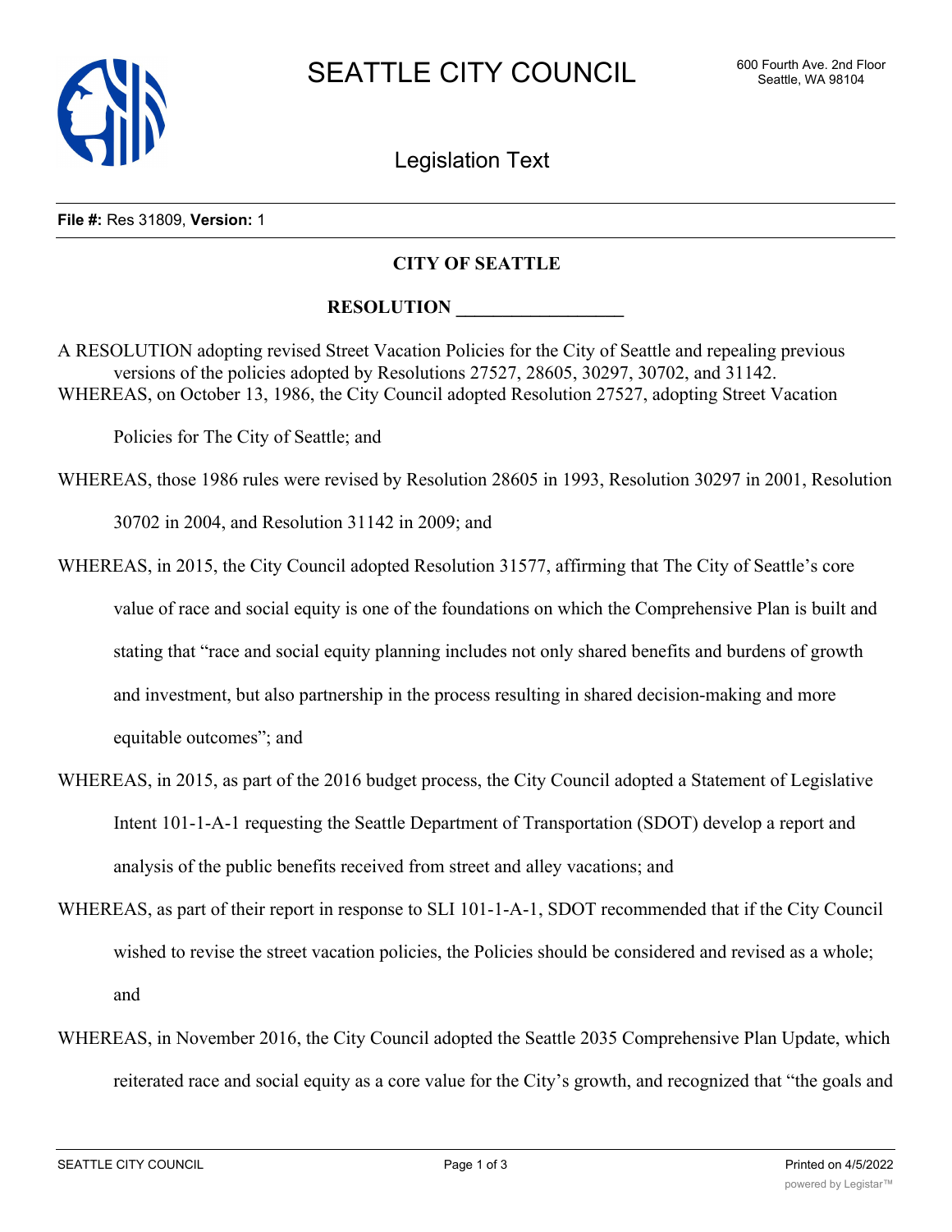# SEATTLE CITY COUNCIL

600 Fourth Ave. 2nd Floor
Seattle, WA 98104

## Legislation Text

**File #:** Res 31809, **Version:** 1

**CITY OF SEATTLE**

**RESOLUTION __________________**

A RESOLUTION adopting revised Street Vacation Policies for the City of Seattle and repealing previous versions of the policies adopted by Resolutions 27527, 28605, 30297, 30702, and 31142.

WHEREAS, on October 13, 1986, the City Council adopted Resolution 27527, adopting Street Vacation Policies for The City of Seattle; and

WHEREAS, those 1986 rules were revised by Resolution 28605 in 1993, Resolution 30297 in 2001, Resolution 30702 in 2004, and Resolution 31142 in 2009; and

WHEREAS, in 2015, the City Council adopted Resolution 31577, affirming that The City of Seattle's core value of race and social equity is one of the foundations on which the Comprehensive Plan is built and stating that "race and social equity planning includes not only shared benefits and burdens of growth and investment, but also partnership in the process resulting in shared decision-making and more equitable outcomes"; and

WHEREAS, in 2015, as part of the 2016 budget process, the City Council adopted a Statement of Legislative Intent 101-1-A-1 requesting the Seattle Department of Transportation (SDOT) develop a report and analysis of the public benefits received from street and alley vacations; and

WHEREAS, as part of their report in response to SLI 101-1-A-1, SDOT recommended that if the City Council wished to revise the street vacation policies, the Policies should be considered and revised as a whole; and

WHEREAS, in November 2016, the City Council adopted the Seattle 2035 Comprehensive Plan Update, which reiterated race and social equity as a core value for the City's growth, and recognized that "the goals and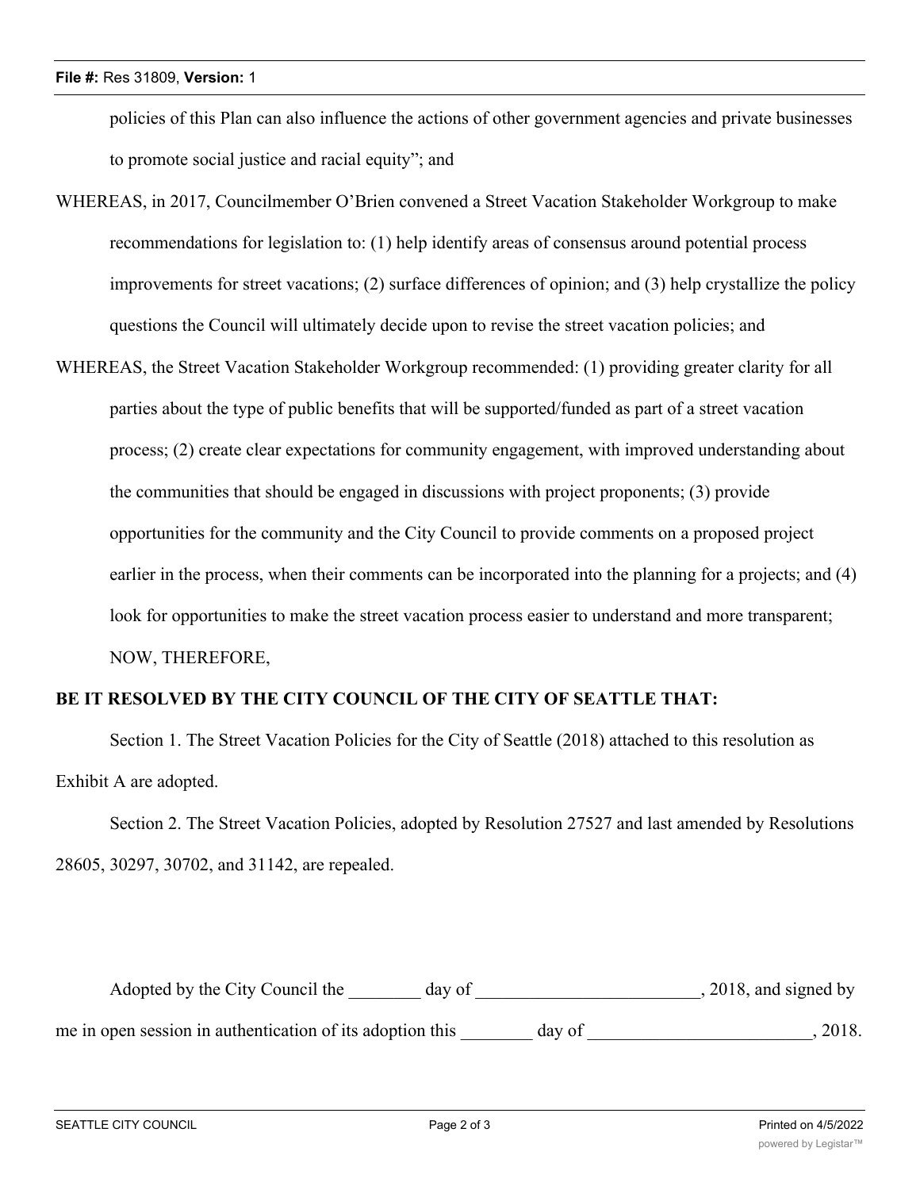policies of this Plan can also influence the actions of other government agencies and private businesses to promote social justice and racial equity"; and

WHEREAS, in 2017, Councilmember O'Brien convened a Street Vacation Stakeholder Workgroup to make recommendations for legislation to: (1) help identify areas of consensus around potential process improvements for street vacations; (2) surface differences of opinion; and (3) help crystallize the policy questions the Council will ultimately decide upon to revise the street vacation policies; and

WHEREAS, the Street Vacation Stakeholder Workgroup recommended: (1) providing greater clarity for all parties about the type of public benefits that will be supported/funded as part of a street vacation process; (2) create clear expectations for community engagement, with improved understanding about the communities that should be engaged in discussions with project proponents; (3) provide opportunities for the community and the City Council to provide comments on a proposed project earlier in the process, when their comments can be incorporated into the planning for a projects; and (4) look for opportunities to make the street vacation process easier to understand and more transparent; NOW, THEREFORE,

**BE IT RESOLVED BY THE CITY COUNCIL OF THE CITY OF SEATTLE THAT:**

Section 1. The Street Vacation Policies for the City of Seattle (2018) attached to this resolution as Exhibit A are adopted.

Section 2. The Street Vacation Policies, adopted by Resolution 27527 and last amended by Resolutions 28605, 30297, 30702, and 31142, are repealed.

Adopted by the City Council the ________ day of _________________________, 2018, and signed by me in open session in authentication of its adoption this ________ day of _________________________, 2018.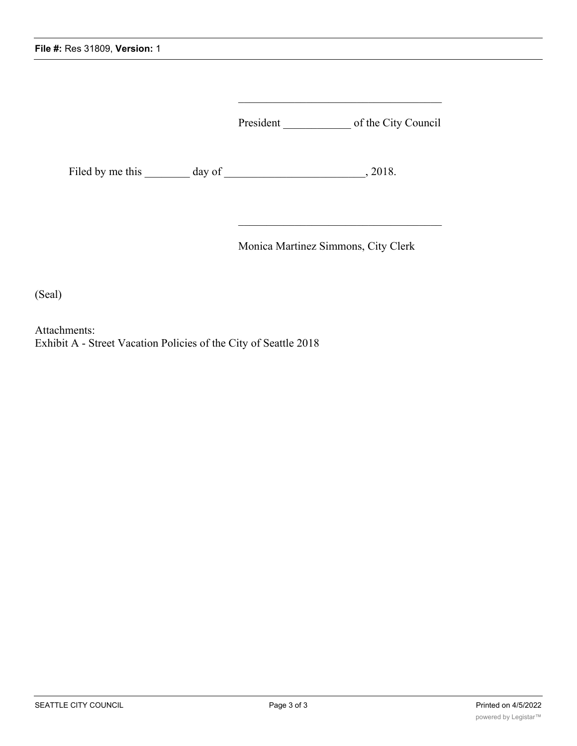\_\_\_\_\_\_\_\_\_\_\_\_\_\_\_\_\_\_\_\_\_\_\_\_\_\_\_\_\_\_\_\_\_\_\_\_\_

President \_\_\_\_\_\_\_\_\_\_\_\_ of the City Council

Filed by me this \_\_\_\_\_\_\_\_ day of \_\_\_\_\_\_\_\_\_\_\_\_\_\_\_\_\_\_\_\_\_\_\_\_\_, 2018.

\_\_\_\_\_\_\_\_\_\_\_\_\_\_\_\_\_\_\_\_\_\_\_\_\_\_\_\_\_\_\_\_\_\_\_\_\_

Monica Martinez Simmons, City Clerk

(Seal)

Attachments:
Exhibit A - Street Vacation Policies of the City of Seattle 2018